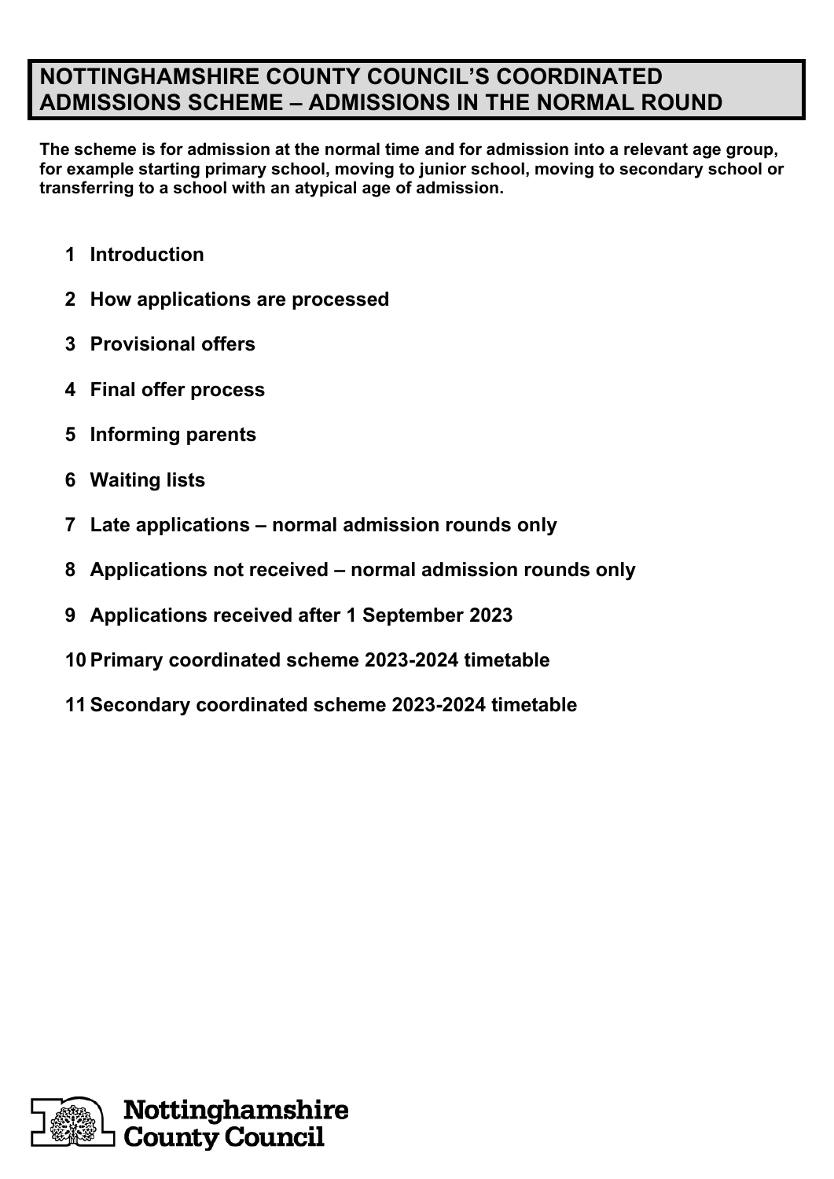# NOTTINGHAMSHIRE COUNTY COUNCIL'S COORDINATED ADMISSIONS SCHEME – ADMISSIONS IN THE NORMAL ROUND

**The scheme is for admission at the normal time and for admission into a relevant age group, for example starting primary school, moving to junior school, moving to secondary school or transferring to a school with an atypical age of admission.**

1. **Introduction**
2. **How applications are processed**
3. **Provisional offers**
4. **Final offer process**
5. **Informing parents**
6. **Waiting lists**
7. **Late applications – normal admission rounds only**
8. **Applications not received – normal admission rounds only**
9. **Applications received after 1 September 2023**
10. **Primary coordinated scheme 2023-2024 timetable**
11. **Secondary coordinated scheme 2023-2024 timetable**

Nottinghamshire County Council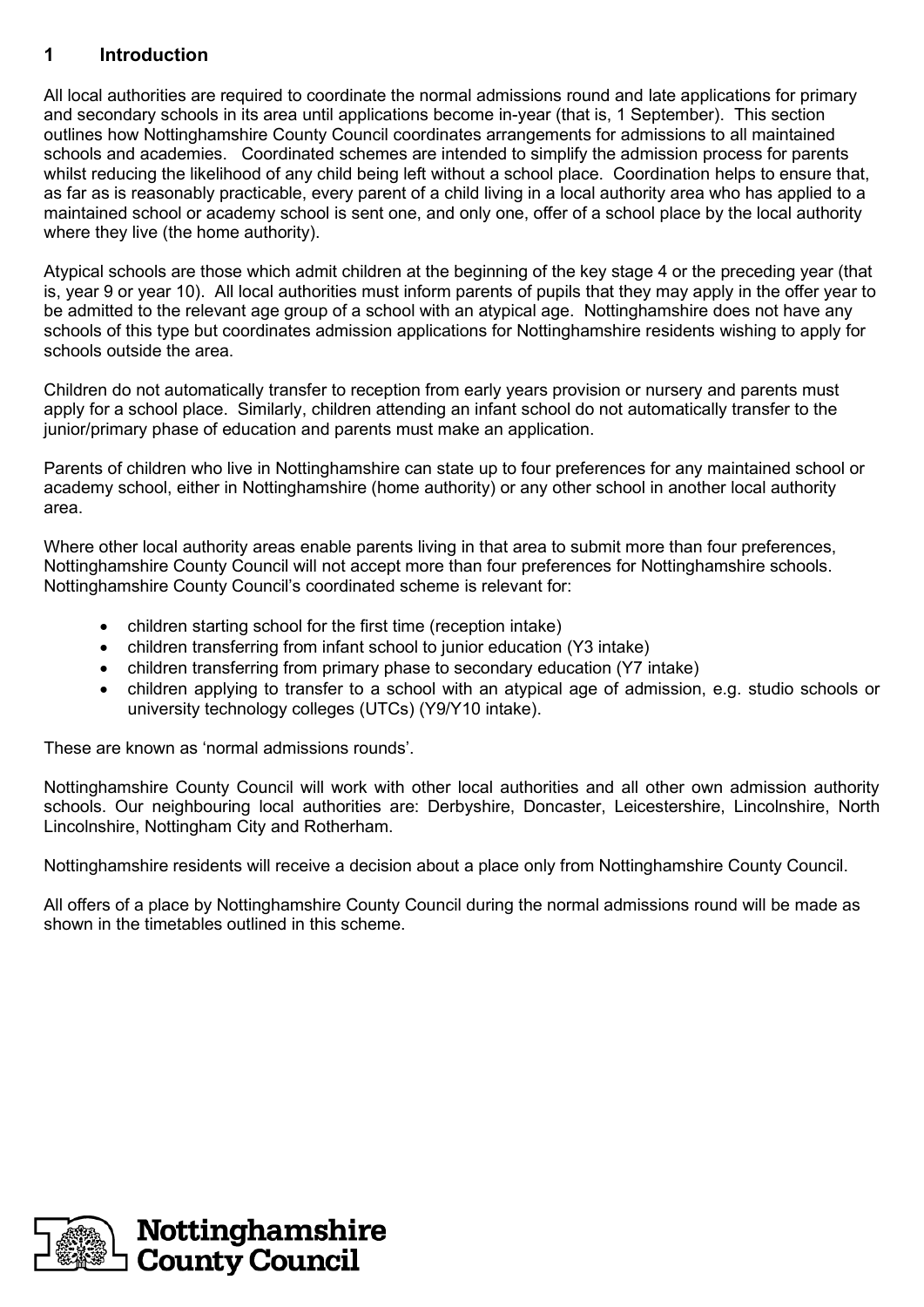## 1 Introduction

All local authorities are required to coordinate the normal admissions round and late applications for primary and secondary schools in its area until applications become in-year (that is, 1 September). This section outlines how Nottinghamshire County Council coordinates arrangements for admissions to all maintained schools and academies. Coordinated schemes are intended to simplify the admission process for parents whilst reducing the likelihood of any child being left without a school place. Coordination helps to ensure that, as far as is reasonably practicable, every parent of a child living in a local authority area who has applied to a maintained school or academy school is sent one, and only one, offer of a school place by the local authority where they live (the home authority).

Atypical schools are those which admit children at the beginning of the key stage 4 or the preceding year (that is, year 9 or year 10). All local authorities must inform parents of pupils that they may apply in the offer year to be admitted to the relevant age group of a school with an atypical age. Nottinghamshire does not have any schools of this type but coordinates admission applications for Nottinghamshire residents wishing to apply for schools outside the area.

Children do not automatically transfer to reception from early years provision or nursery and parents must apply for a school place. Similarly, children attending an infant school do not automatically transfer to the junior/primary phase of education and parents must make an application.

Parents of children who live in Nottinghamshire can state up to four preferences for any maintained school or academy school, either in Nottinghamshire (home authority) or any other school in another local authority area.

Where other local authority areas enable parents living in that area to submit more than four preferences, Nottinghamshire County Council will not accept more than four preferences for Nottinghamshire schools. Nottinghamshire County Council's coordinated scheme is relevant for:

- children starting school for the first time (reception intake)
- children transferring from infant school to junior education (Y3 intake)
- children transferring from primary phase to secondary education (Y7 intake)
- children applying to transfer to a school with an atypical age of admission, e.g. studio schools or university technology colleges (UTCs) (Y9/Y10 intake).

These are known as 'normal admissions rounds'.

Nottinghamshire County Council will work with other local authorities and all other own admission authority schools. Our neighbouring local authorities are: Derbyshire, Doncaster, Leicestershire, Lincolnshire, North Lincolnshire, Nottingham City and Rotherham.

Nottinghamshire residents will receive a decision about a place only from Nottinghamshire County Council.

All offers of a place by Nottinghamshire County Council during the normal admissions round will be made as shown in the timetables outlined in this scheme.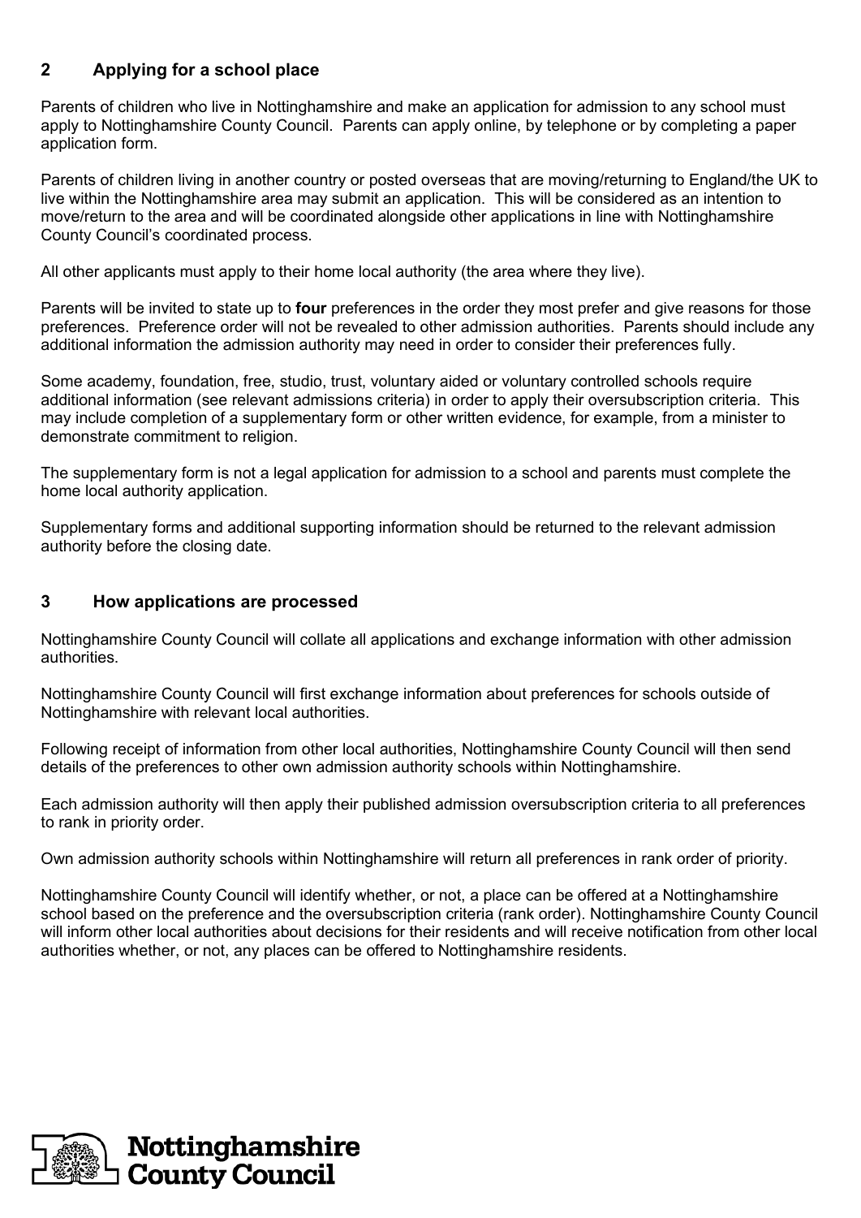## 2 Applying for a school place

Parents of children who live in Nottinghamshire and make an application for admission to any school must apply to Nottinghamshire County Council. Parents can apply online, by telephone or by completing a paper application form.

Parents of children living in another country or posted overseas that are moving/returning to England/the UK to live within the Nottinghamshire area may submit an application. This will be considered as an intention to move/return to the area and will be coordinated alongside other applications in line with Nottinghamshire County Council's coordinated process.

All other applicants must apply to their home local authority (the area where they live).

Parents will be invited to state up to **four** preferences in the order they most prefer and give reasons for those preferences. Preference order will not be revealed to other admission authorities. Parents should include any additional information the admission authority may need in order to consider their preferences fully.

Some academy, foundation, free, studio, trust, voluntary aided or voluntary controlled schools require additional information (see relevant admissions criteria) in order to apply their oversubscription criteria. This may include completion of a supplementary form or other written evidence, for example, from a minister to demonstrate commitment to religion.

The supplementary form is not a legal application for admission to a school and parents must complete the home local authority application.

Supplementary forms and additional supporting information should be returned to the relevant admission authority before the closing date.

## 3 How applications are processed

Nottinghamshire County Council will collate all applications and exchange information with other admission authorities.

Nottinghamshire County Council will first exchange information about preferences for schools outside of Nottinghamshire with relevant local authorities.

Following receipt of information from other local authorities, Nottinghamshire County Council will then send details of the preferences to other own admission authority schools within Nottinghamshire.

Each admission authority will then apply their published admission oversubscription criteria to all preferences to rank in priority order.

Own admission authority schools within Nottinghamshire will return all preferences in rank order of priority.

Nottinghamshire County Council will identify whether, or not, a place can be offered at a Nottinghamshire school based on the preference and the oversubscription criteria (rank order). Nottinghamshire County Council will inform other local authorities about decisions for their residents and will receive notification from other local authorities whether, or not, any places can be offered to Nottinghamshire residents.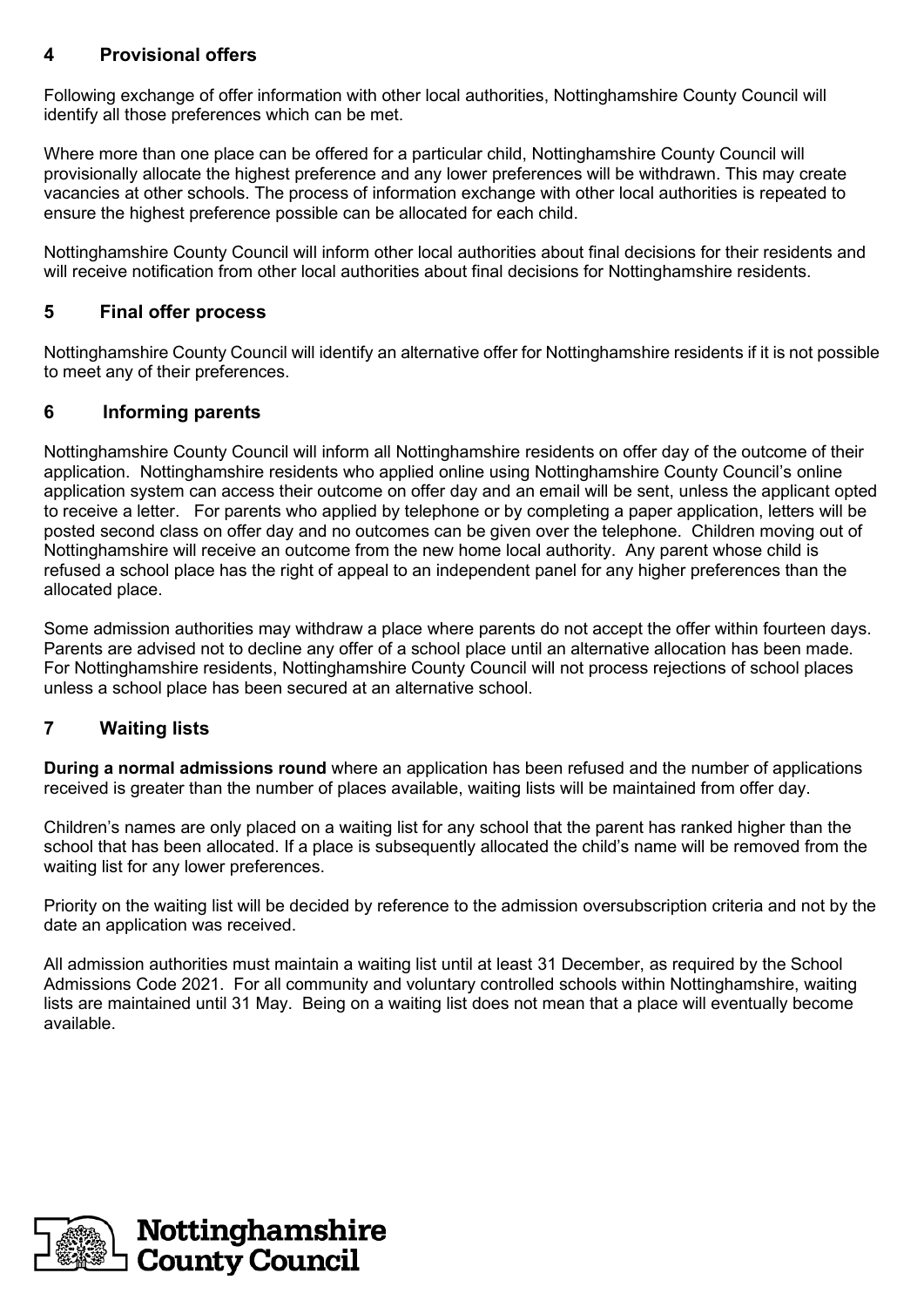## 4 Provisional offers

Following exchange of offer information with other local authorities, Nottinghamshire County Council will identify all those preferences which can be met.

Where more than one place can be offered for a particular child, Nottinghamshire County Council will provisionally allocate the highest preference and any lower preferences will be withdrawn. This may create vacancies at other schools. The process of information exchange with other local authorities is repeated to ensure the highest preference possible can be allocated for each child.

Nottinghamshire County Council will inform other local authorities about final decisions for their residents and will receive notification from other local authorities about final decisions for Nottinghamshire residents.

## 5 Final offer process

Nottinghamshire County Council will identify an alternative offer for Nottinghamshire residents if it is not possible to meet any of their preferences.

## 6 Informing parents

Nottinghamshire County Council will inform all Nottinghamshire residents on offer day of the outcome of their application. Nottinghamshire residents who applied online using Nottinghamshire County Council's online application system can access their outcome on offer day and an email will be sent, unless the applicant opted to receive a letter. For parents who applied by telephone or by completing a paper application, letters will be posted second class on offer day and no outcomes can be given over the telephone. Children moving out of Nottinghamshire will receive an outcome from the new home local authority. Any parent whose child is refused a school place has the right of appeal to an independent panel for any higher preferences than the allocated place.

Some admission authorities may withdraw a place where parents do not accept the offer within fourteen days. Parents are advised not to decline any offer of a school place until an alternative allocation has been made. For Nottinghamshire residents, Nottinghamshire County Council will not process rejections of school places unless a school place has been secured at an alternative school.

## 7 Waiting lists

**During a normal admissions round** where an application has been refused and the number of applications received is greater than the number of places available, waiting lists will be maintained from offer day.

Children's names are only placed on a waiting list for any school that the parent has ranked higher than the school that has been allocated. If a place is subsequently allocated the child's name will be removed from the waiting list for any lower preferences.

Priority on the waiting list will be decided by reference to the admission oversubscription criteria and not by the date an application was received.

All admission authorities must maintain a waiting list until at least 31 December, as required by the School Admissions Code 2021. For all community and voluntary controlled schools within Nottinghamshire, waiting lists are maintained until 31 May. Being on a waiting list does not mean that a place will eventually become available.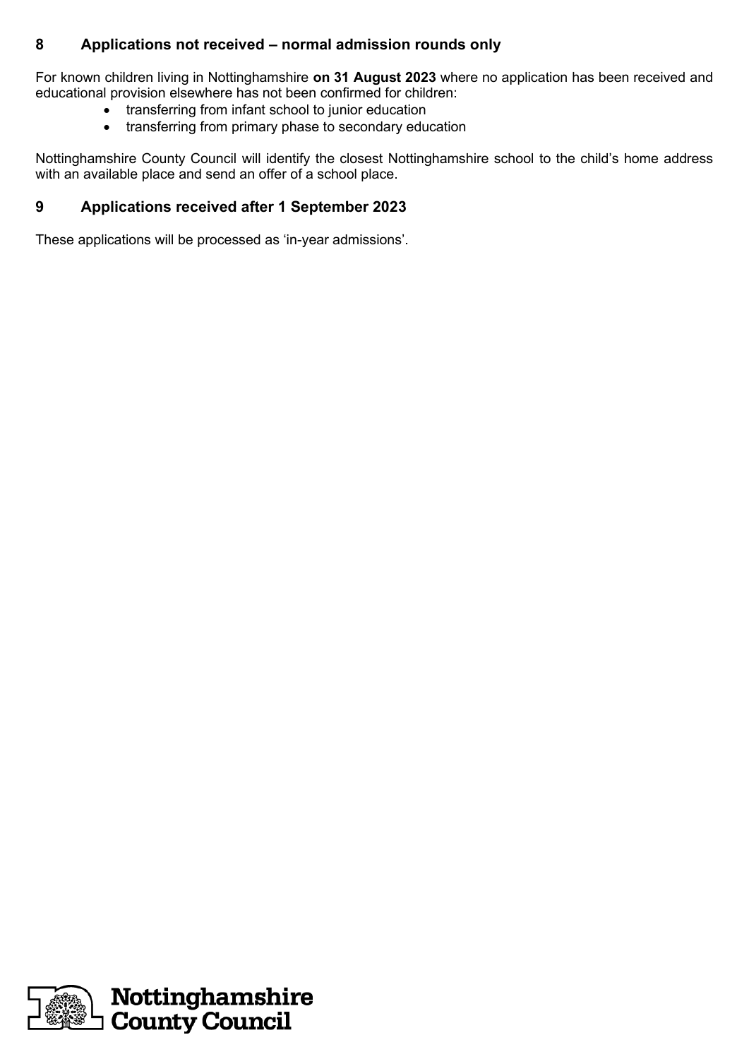## 8 Applications not received – normal admission rounds only

For known children living in Nottinghamshire **on 31 August 2023** where no application has been received and educational provision elsewhere has not been confirmed for children:

- transferring from infant school to junior education
- transferring from primary phase to secondary education

Nottinghamshire County Council will identify the closest Nottinghamshire school to the child's home address with an available place and send an offer of a school place.

## 9 Applications received after 1 September 2023

These applications will be processed as 'in-year admissions'.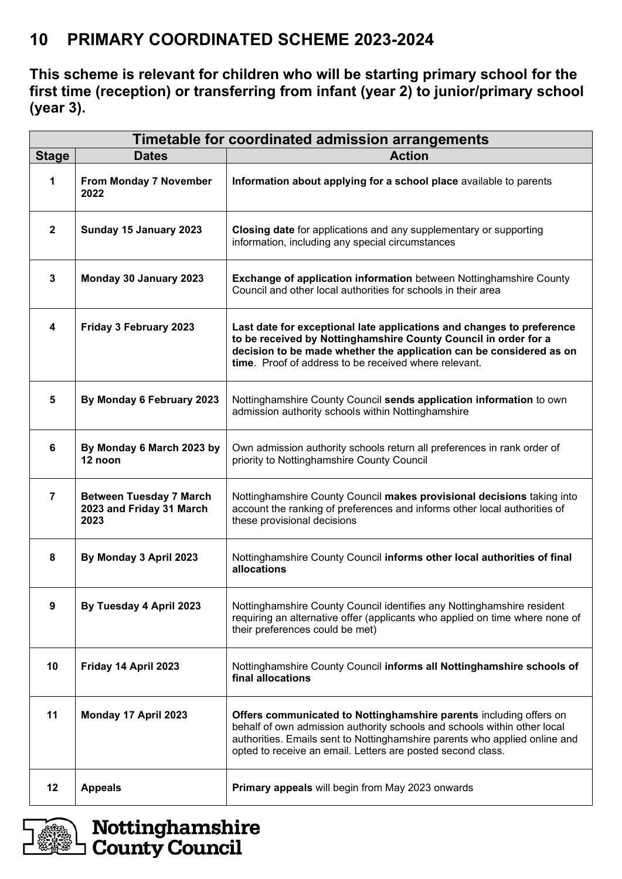# 10 PRIMARY COORDINATED SCHEME 2023-2024

**This scheme is relevant for children who will be starting primary school for the first time (reception) or transferring from infant (year 2) to junior/primary school (year 3).**

| Timetable for coordinated admission arrangements | | |
|---|---|---|
| **Stage** | **Dates** | **Action** |
| 1 | **From Monday 7 November 2022** | **Information about applying for a school place** available to parents |
| 2 | **Sunday 15 January 2023** | **Closing date** for applications and any supplementary or supporting information, including any special circumstances |
| 3 | **Monday 30 January 2023** | **Exchange of application information** between Nottinghamshire County Council and other local authorities for schools in their area |
| 4 | **Friday 3 February 2023** | **Last date for exceptional late applications and changes to preference to be received by Nottinghamshire County Council in order for a decision to be made whether the application can be considered as on time**. Proof of address to be received where relevant. |
| 5 | **By Monday 6 February 2023** | Nottinghamshire County Council **sends application information** to own admission authority schools within Nottinghamshire |
| 6 | **By Monday 6 March 2023 by 12 noon** | Own admission authority schools return all preferences in rank order of priority to Nottinghamshire County Council |
| 7 | **Between Tuesday 7 March 2023 and Friday 31 March 2023** | Nottinghamshire County Council **makes provisional decisions** taking into account the ranking of preferences and informs other local authorities of these provisional decisions |
| 8 | **By Monday 3 April 2023** | Nottinghamshire County Council **informs other local authorities of final allocations** |
| 9 | **By Tuesday 4 April 2023** | Nottinghamshire County Council identifies any Nottinghamshire resident requiring an alternative offer (applicants who applied on time where none of their preferences could be met) |
| 10 | **Friday 14 April 2023** | Nottinghamshire County Council **informs all Nottinghamshire schools of final allocations** |
| 11 | **Monday 17 April 2023** | **Offers communicated to Nottinghamshire parents** including offers on behalf of own admission authority schools and schools within other local authorities. Emails sent to Nottinghamshire parents who applied online and opted to receive an email. Letters are posted second class. |
| 12 | **Appeals** | **Primary appeals** will begin from May 2023 onwards |

**Nottinghamshire County Council**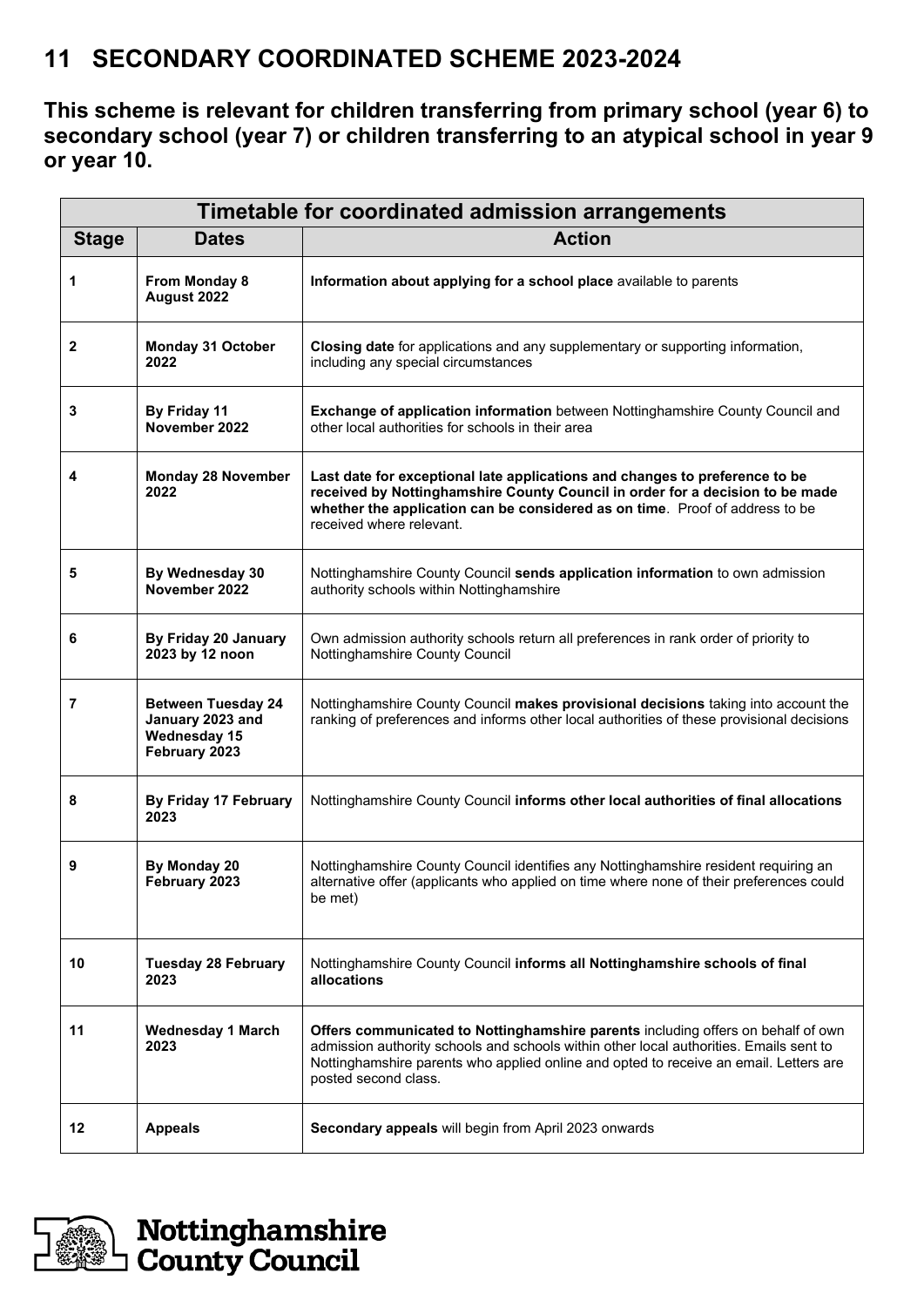# 11 SECONDARY COORDINATED SCHEME 2023-2024

**This scheme is relevant for children transferring from primary school (year 6) to secondary school (year 7) or children transferring to an atypical school in year 9 or year 10.**

| Timetable for coordinated admission arrangements | | |
|---|---|---|
| **Stage** | **Dates** | **Action** |
| 1 | **From Monday 8 August 2022** | **Information about applying for a school place** available to parents |
| 2 | **Monday 31 October 2022** | **Closing date** for applications and any supplementary or supporting information, including any special circumstances |
| 3 | **By Friday 11 November 2022** | **Exchange of application information** between Nottinghamshire County Council and other local authorities for schools in their area |
| 4 | **Monday 28 November 2022** | **Last date for exceptional late applications and changes to preference to be received by Nottinghamshire County Council in order for a decision to be made whether the application can be considered as on time**. Proof of address to be received where relevant. |
| 5 | **By Wednesday 30 November 2022** | Nottinghamshire County Council **sends application information** to own admission authority schools within Nottinghamshire |
| 6 | **By Friday 20 January 2023 by 12 noon** | Own admission authority schools return all preferences in rank order of priority to Nottinghamshire County Council |
| 7 | **Between Tuesday 24 January 2023 and Wednesday 15 February 2023** | Nottinghamshire County Council **makes provisional decisions** taking into account the ranking of preferences and informs other local authorities of these provisional decisions |
| 8 | **By Friday 17 February 2023** | Nottinghamshire County Council **informs other local authorities of final allocations** |
| 9 | **By Monday 20 February 2023** | Nottinghamshire County Council identifies any Nottinghamshire resident requiring an alternative offer (applicants who applied on time where none of their preferences could be met) |
| 10 | **Tuesday 28 February 2023** | Nottinghamshire County Council **informs all Nottinghamshire schools of final allocations** |
| 11 | **Wednesday 1 March 2023** | **Offers communicated to Nottinghamshire parents** including offers on behalf of own admission authority schools and schools within other local authorities. Emails sent to Nottinghamshire parents who applied online and opted to receive an email. Letters are posted second class. |
| 12 | **Appeals** | **Secondary appeals** will begin from April 2023 onwards |

Nottinghamshire County Council